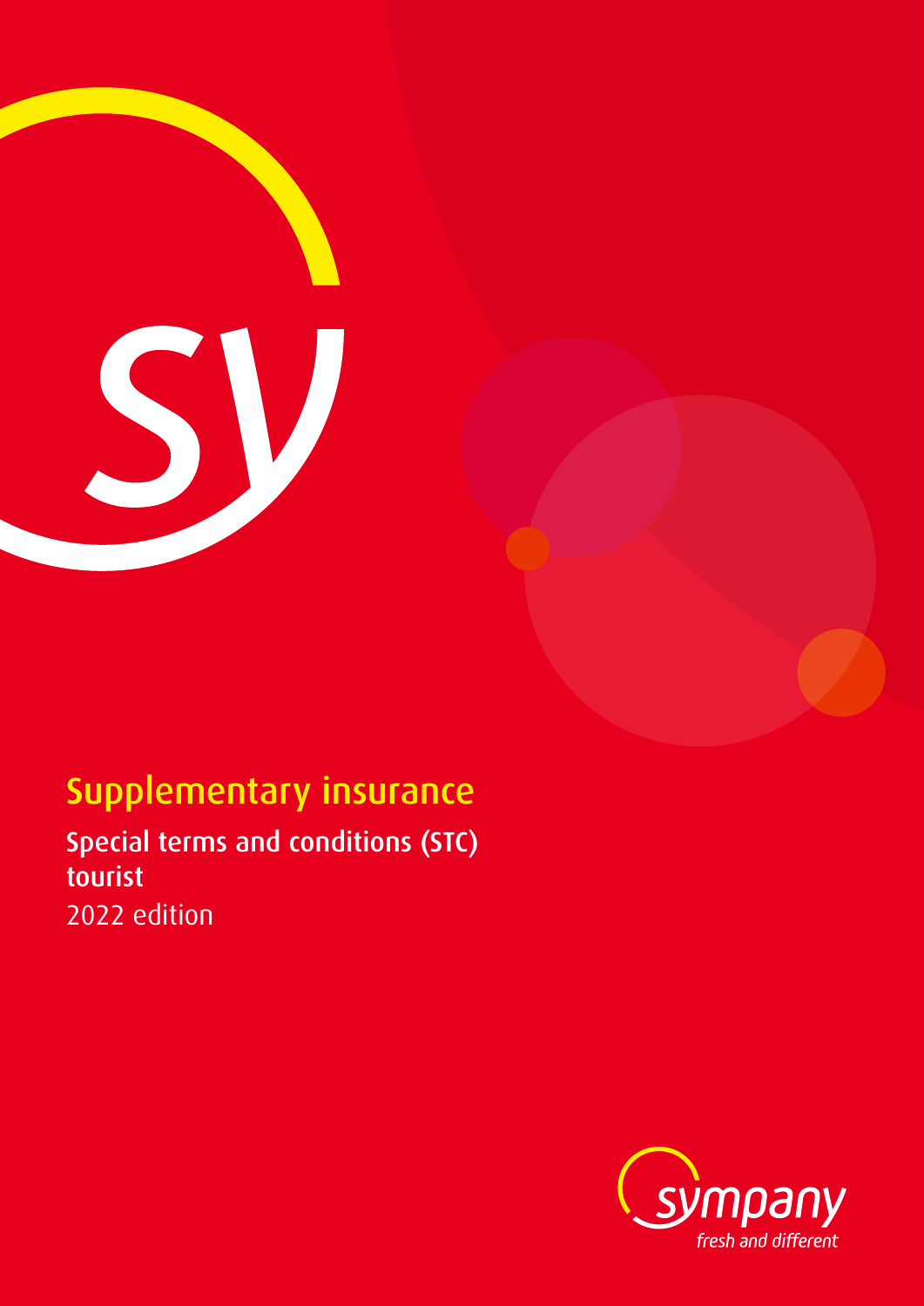# Supplementary insurance

## Special terms and conditions (STC) tourist

2022 edition

sympany

*fresh and different*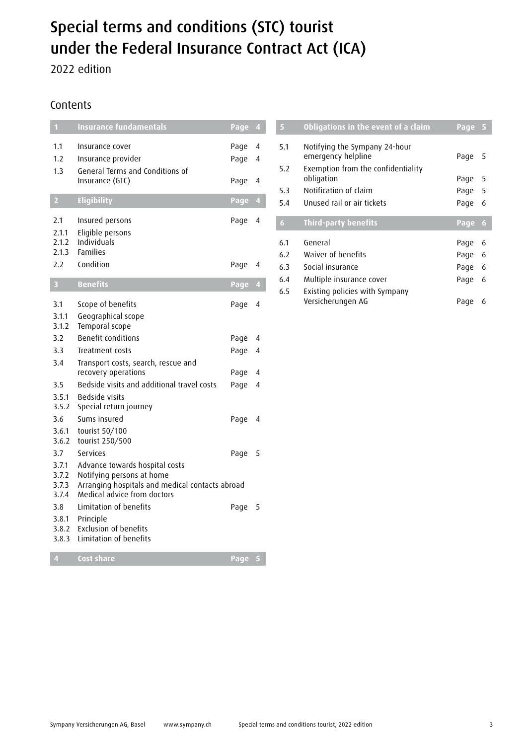# Special terms and conditions (STC) tourist under the Federal Insurance Contract Act (ICA)

2022 edition

## Contents

| | | |
|---|---|---|
| **1** | **Insurance fundamentals** | **Page 4** |
| 1.1 | Insurance cover | Page 4 |
| 1.2 | Insurance provider | Page 4 |
| 1.3 | General Terms and Conditions of Insurance (GTC) | Page 4 |
| **2** | **Eligibility** | **Page 4** |
| 2.1 | Insured persons | Page 4 |
| 2.1.1 | Eligible persons | |
| 2.1.2 | Individuals | |
| 2.1.3 | Families | |
| 2.2 | Condition | Page 4 |
| **3** | **Benefits** | **Page 4** |
| 3.1 | Scope of benefits | Page 4 |
| 3.1.1 | Geographical scope | |
| 3.1.2 | Temporal scope | |
| 3.2 | Benefit conditions | Page 4 |
| 3.3 | Treatment costs | Page 4 |
| 3.4 | Transport costs, search, rescue and recovery operations | Page 4 |
| 3.5 | Bedside visits and additional travel costs | Page 4 |
| 3.5.1 | Bedside visits | |
| 3.5.2 | Special return journey | |
| 3.6 | Sums insured | Page 4 |
| 3.6.1 | tourist 50/100 | |
| 3.6.2 | tourist 250/500 | |
| 3.7 | Services | Page 5 |
| 3.7.1 | Advance towards hospital costs | |
| 3.7.2 | Notifying persons at home | |
| 3.7.3 | Arranging hospitals and medical contacts abroad | |
| 3.7.4 | Medical advice from doctors | |
| 3.8 | Limitation of benefits | Page 5 |
| 3.8.1 | Principle | |
| 3.8.2 | Exclusion of benefits | |
| 3.8.3 | Limitation of benefits | |
| **4** | **Cost share** | **Page 5** |
| **5** | **Obligations in the event of a claim** | **Page 5** |
| 5.1 | Notifying the Sympany 24-hour emergency helpline | Page 5 |
| 5.2 | Exemption from the confidentiality obligation | Page 5 |
| 5.3 | Notification of claim | Page 5 |
| 5.4 | Unused rail or air tickets | Page 6 |
| **6** | **Third-party benefits** | **Page 6** |
| 6.1 | General | Page 6 |
| 6.2 | Waiver of benefits | Page 6 |
| 6.3 | Social insurance | Page 6 |
| 6.4 | Multiple insurance cover | Page 6 |
| 6.5 | Existing policies with Sympany Versicherungen AG | Page 6 |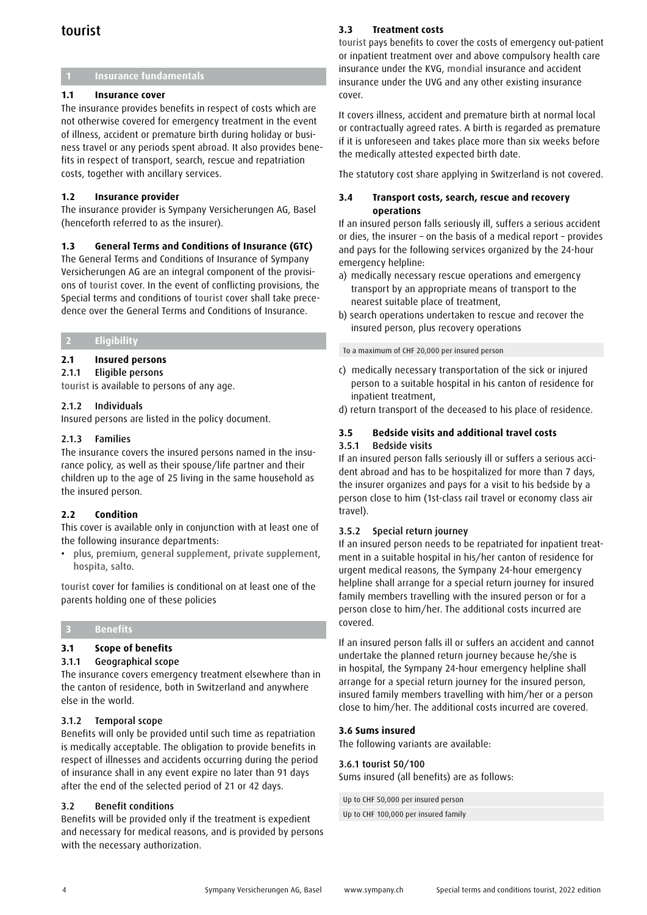# tourist

## 1 Insurance fundamentals

### 1.1 Insurance cover

The insurance provides benefits in respect of costs which are not otherwise covered for emergency treatment in the event of illness, accident or premature birth during holiday or business travel or any periods spent abroad. It also provides benefits in respect of transport, search, rescue and repatriation costs, together with ancillary services.

### 1.2 Insurance provider

The insurance provider is Sympany Versicherungen AG, Basel (henceforth referred to as the insurer).

### 1.3 General Terms and Conditions of Insurance (GTC)

The General Terms and Conditions of Insurance of Sympany Versicherungen AG are an integral component of the provisions of tourist cover. In the event of conflicting provisions, the Special terms and conditions of tourist cover shall take precedence over the General Terms and Conditions of Insurance.

## 2 Eligibility

### 2.1 Insured persons

#### 2.1.1 Eligible persons

tourist is available to persons of any age.

#### 2.1.2 Individuals

Insured persons are listed in the policy document.

#### 2.1.3 Families

The insurance covers the insured persons named in the insurance policy, as well as their spouse/life partner and their children up to the age of 25 living in the same household as the insured person.

### 2.2 Condition

This cover is available only in conjunction with at least one of the following insurance departments:

- plus, premium, general supplement, private supplement, hospita, salto.

tourist cover for families is conditional on at least one of the parents holding one of these policies

## 3 Benefits

### 3.1 Scope of benefits

#### 3.1.1 Geographical scope

The insurance covers emergency treatment elsewhere than in the canton of residence, both in Switzerland and anywhere else in the world.

#### 3.1.2 Temporal scope

Benefits will only be provided until such time as repatriation is medically acceptable. The obligation to provide benefits in respect of illnesses and accidents occurring during the period of insurance shall in any event expire no later than 91 days after the end of the selected period of 21 or 42 days.

### 3.2 Benefit conditions

Benefits will be provided only if the treatment is expedient and necessary for medical reasons, and is provided by persons with the necessary authorization.

### 3.3 Treatment costs

tourist pays benefits to cover the costs of emergency out-patient or inpatient treatment over and above compulsory health care insurance under the KVG, mondial insurance and accident insurance under the UVG and any other existing insurance cover.

It covers illness, accident and premature birth at normal local or contractually agreed rates. A birth is regarded as premature if it is unforeseen and takes place more than six weeks before the medically attested expected birth date.

The statutory cost share applying in Switzerland is not covered.

### 3.4 Transport costs, search, rescue and recovery operations

If an insured person falls seriously ill, suffers a serious accident or dies, the insurer – on the basis of a medical report – provides and pays for the following services organized by the 24-hour emergency helpline:

a) medically necessary rescue operations and emergency transport by an appropriate means of transport to the nearest suitable place of treatment,
b) search operations undertaken to rescue and recover the insured person, plus recovery operations

| To a maximum of CHF 20,000 per insured person |
|---|

c) medically necessary transportation of the sick or injured person to a suitable hospital in his canton of residence for inpatient treatment,
d) return transport of the deceased to his place of residence.

### 3.5 Bedside visits and additional travel costs

#### 3.5.1 Bedside visits

If an insured person falls seriously ill or suffers a serious accident abroad and has to be hospitalized for more than 7 days, the insurer organizes and pays for a visit to his bedside by a person close to him (1st-class rail travel or economy class air travel).

#### 3.5.2 Special return journey

If an insured person needs to be repatriated for inpatient treatment in a suitable hospital in his/her canton of residence for urgent medical reasons, the Sympany 24-hour emergency helpline shall arrange for a special return journey for insured family members travelling with the insured person or for a person close to him/her. The additional costs incurred are covered.

If an insured person falls ill or suffers an accident and cannot undertake the planned return journey because he/she is in hospital, the Sympany 24-hour emergency helpline shall arrange for a special return journey for the insured person, insured family members travelling with him/her or a person close to him/her. The additional costs incurred are covered.

### 3.6 Sums insured

The following variants are available:

#### 3.6.1 tourist 50/100

Sums insured (all benefits) are as follows:

| Up to CHF 50,000 per insured person |
|---|
| Up to CHF 100,000 per insured family |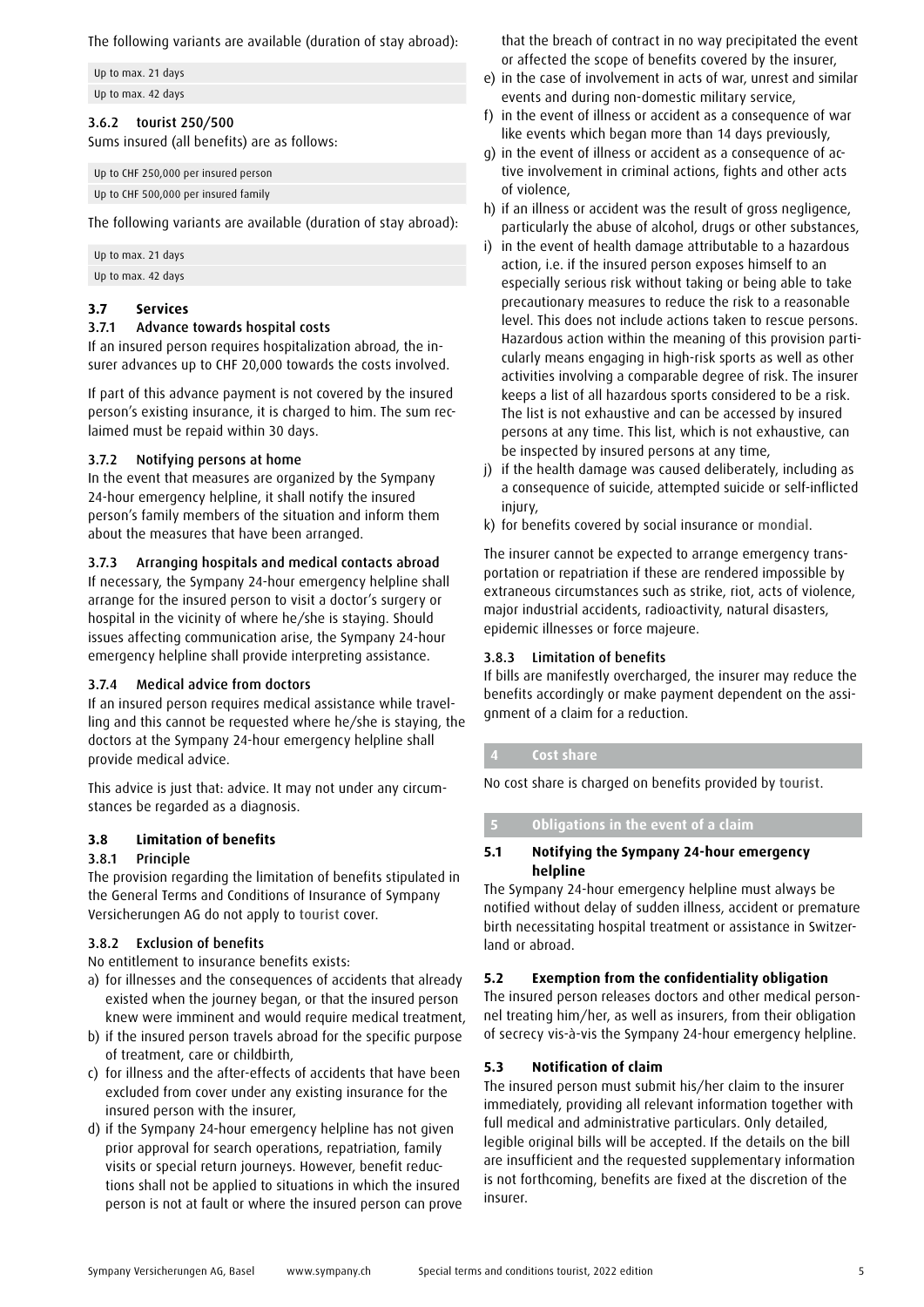The following variants are available (duration of stay abroad):

| Up to max. 21 days |
|---|
| Up to max. 42 days |

#### 3.6.2 tourist 250/500

Sums insured (all benefits) are as follows:

| Up to CHF 250,000 per insured person |
|---|
| Up to CHF 500,000 per insured family |

The following variants are available (duration of stay abroad):

| Up to max. 21 days |
|---|
| Up to max. 42 days |

### 3.7 Services

#### 3.7.1 Advance towards hospital costs

If an insured person requires hospitalization abroad, the insurer advances up to CHF 20,000 towards the costs involved.

If part of this advance payment is not covered by the insured person's existing insurance, it is charged to him. The sum reclaimed must be repaid within 30 days.

#### 3.7.2 Notifying persons at home

In the event that measures are organized by the Sympany 24-hour emergency helpline, it shall notify the insured person's family members of the situation and inform them about the measures that have been arranged.

#### 3.7.3 Arranging hospitals and medical contacts abroad

If necessary, the Sympany 24-hour emergency helpline shall arrange for the insured person to visit a doctor's surgery or hospital in the vicinity of where he/she is staying. Should issues affecting communication arise, the Sympany 24-hour emergency helpline shall provide interpreting assistance.

#### 3.7.4 Medical advice from doctors

If an insured person requires medical assistance while travelling and this cannot be requested where he/she is staying, the doctors at the Sympany 24-hour emergency helpline shall provide medical advice.

This advice is just that: advice. It may not under any circumstances be regarded as a diagnosis.

### 3.8 Limitation of benefits

#### 3.8.1 Principle

The provision regarding the limitation of benefits stipulated in the General Terms and Conditions of Insurance of Sympany Versicherungen AG do not apply to tourist cover.

#### 3.8.2 Exclusion of benefits

No entitlement to insurance benefits exists:

a) for illnesses and the consequences of accidents that already existed when the journey began, or that the insured person knew were imminent and would require medical treatment,
b) if the insured person travels abroad for the specific purpose of treatment, care or childbirth,
c) for illness and the after-effects of accidents that have been excluded from cover under any existing insurance for the insured person with the insurer,
d) if the Sympany 24-hour emergency helpline has not given prior approval for search operations, repatriation, family visits or special return journeys. However, benefit reductions shall not be applied to situations in which the insured person is not at fault or where the insured person can prove that the breach of contract in no way precipitated the event or affected the scope of benefits covered by the insurer,
e) in the case of involvement in acts of war, unrest and similar events and during non-domestic military service,
f) in the event of illness or accident as a consequence of war like events which began more than 14 days previously,
g) in the event of illness or accident as a consequence of active involvement in criminal actions, fights and other acts of violence,
h) if an illness or accident was the result of gross negligence, particularly the abuse of alcohol, drugs or other substances,
i) in the event of health damage attributable to a hazardous action, i.e. if the insured person exposes himself to an especially serious risk without taking or being able to take precautionary measures to reduce the risk to a reasonable level. This does not include actions taken to rescue persons. Hazardous action within the meaning of this provision particularly means engaging in high-risk sports as well as other activities involving a comparable degree of risk. The insurer keeps a list of all hazardous sports considered to be a risk. The list is not exhaustive and can be accessed by insured persons at any time. This list, which is not exhaustive, can be inspected by insured persons at any time,
j) if the health damage was caused deliberately, including as a consequence of suicide, attempted suicide or self-inflicted injury,
k) for benefits covered by social insurance or mondial.

The insurer cannot be expected to arrange emergency transportation or repatriation if these are rendered impossible by extraneous circumstances such as strike, riot, acts of violence, major industrial accidents, radioactivity, natural disasters, epidemic illnesses or force majeure.

#### 3.8.3 Limitation of benefits

If bills are manifestly overcharged, the insurer may reduce the benefits accordingly or make payment dependent on the assignment of a claim for a reduction.

## 4 Cost share

No cost share is charged on benefits provided by tourist.

## 5 Obligations in the event of a claim

### 5.1 Notifying the Sympany 24-hour emergency helpline

The Sympany 24-hour emergency helpline must always be notified without delay of sudden illness, accident or premature birth necessitating hospital treatment or assistance in Switzerland or abroad.

### 5.2 Exemption from the confidentiality obligation

The insured person releases doctors and other medical personnel treating him/her, as well as insurers, from their obligation of secrecy vis-à-vis the Sympany 24-hour emergency helpline.

### 5.3 Notification of claim

The insured person must submit his/her claim to the insurer immediately, providing all relevant information together with full medical and administrative particulars. Only detailed, legible original bills will be accepted. If the details on the bill are insufficient and the requested supplementary information is not forthcoming, benefits are fixed at the discretion of the insurer.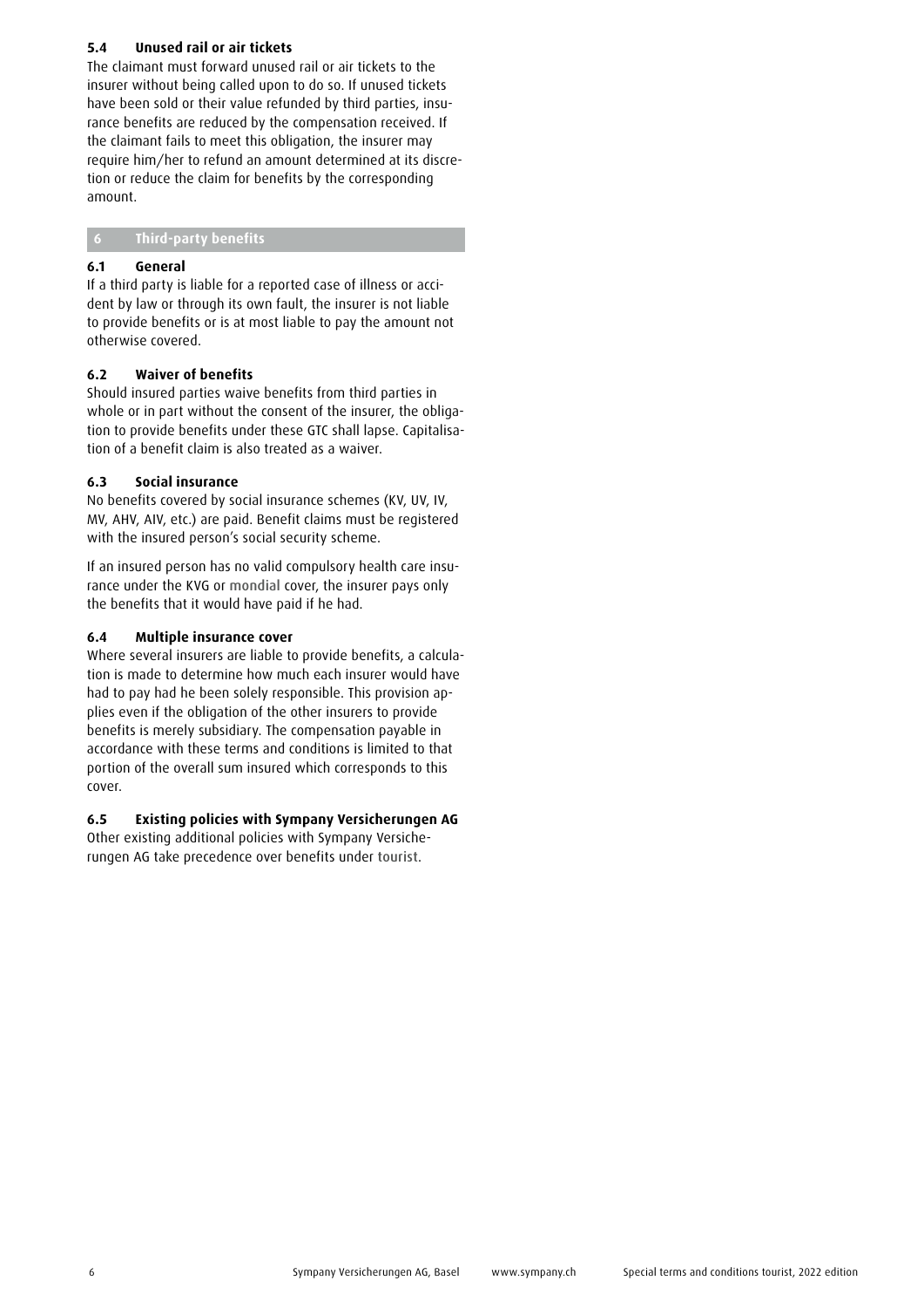### 5.4 Unused rail or air tickets

The claimant must forward unused rail or air tickets to the insurer without being called upon to do so. If unused tickets have been sold or their value refunded by third parties, insurance benefits are reduced by the compensation received. If the claimant fails to meet this obligation, the insurer may require him/her to refund an amount determined at its discretion or reduce the claim for benefits by the corresponding amount.

## 6 Third-party benefits

### 6.1 General

If a third party is liable for a reported case of illness or accident by law or through its own fault, the insurer is not liable to provide benefits or is at most liable to pay the amount not otherwise covered.

### 6.2 Waiver of benefits

Should insured parties waive benefits from third parties in whole or in part without the consent of the insurer, the obligation to provide benefits under these GTC shall lapse. Capitalisation of a benefit claim is also treated as a waiver.

### 6.3 Social insurance

No benefits covered by social insurance schemes (KV, UV, IV, MV, AHV, AIV, etc.) are paid. Benefit claims must be registered with the insured person's social security scheme.

If an insured person has no valid compulsory health care insurance under the KVG or mondial cover, the insurer pays only the benefits that it would have paid if he had.

### 6.4 Multiple insurance cover

Where several insurers are liable to provide benefits, a calculation is made to determine how much each insurer would have had to pay had he been solely responsible. This provision applies even if the obligation of the other insurers to provide benefits is merely subsidiary. The compensation payable in accordance with these terms and conditions is limited to that portion of the overall sum insured which corresponds to this cover.

### 6.5 Existing policies with Sympany Versicherungen AG

Other existing additional policies with Sympany Versicherungen AG take precedence over benefits under tourist.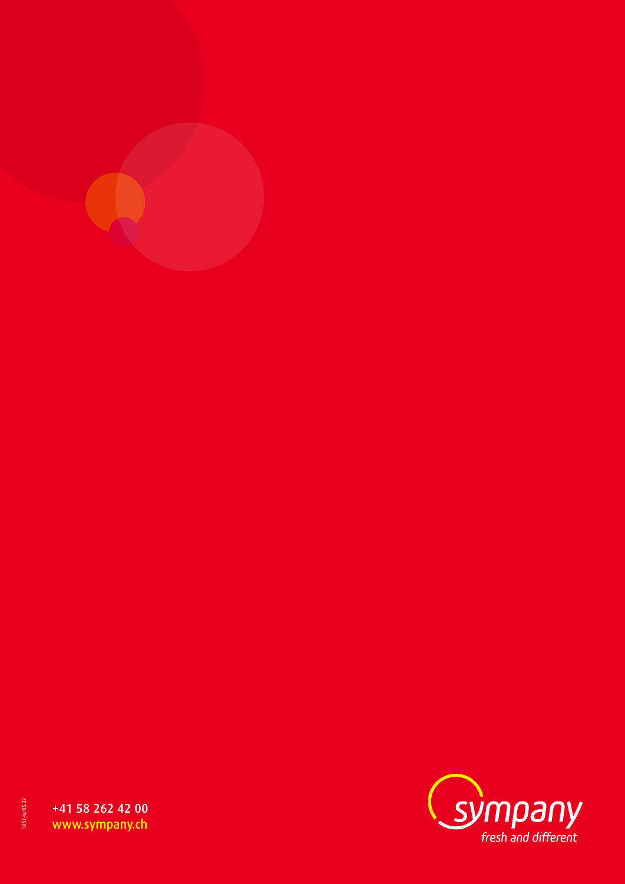1051/e/05.22

+41 58 262 42 00
www.sympany.ch

sympany
fresh and different